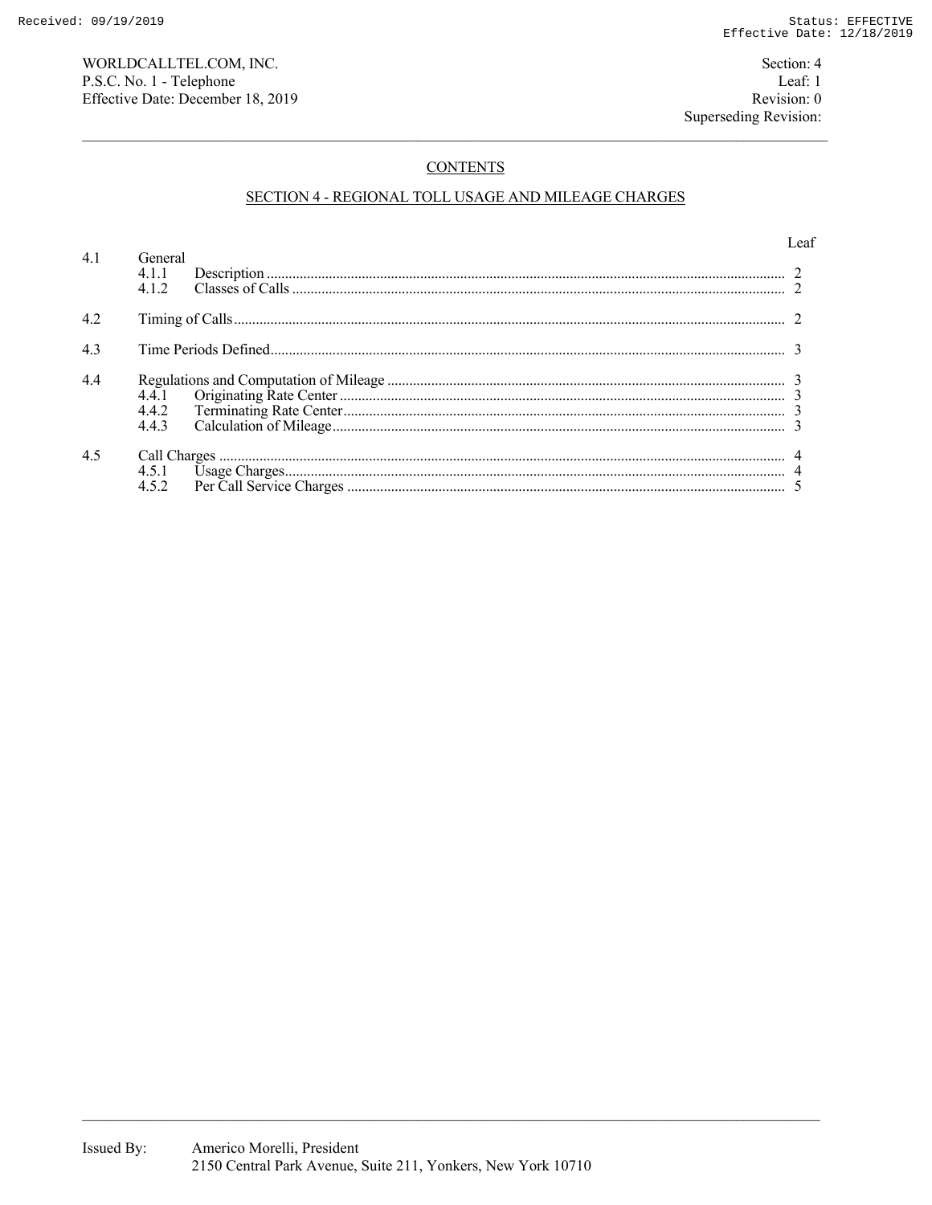WORLDCALLTEL.COM, INC.
P.S.C. No. 1 - Telephone
Effective Date: December 18, 2019

Section: 4
Leaf: 1
Revision: 0
Superseding Revision:

## CONTENTS

## SECTION 4 - REGIONAL TOLL USAGE AND MILEAGE CHARGES

| | | | Leaf |
|---|---|---|---|
| 4.1 | General | | |
| | 4.1.1 | Description | 2 |
| | 4.1.2 | Classes of Calls | 2 |
| 4.2 | Timing of Calls | | 2 |
| 4.3 | Time Periods Defined | | 3 |
| 4.4 | Regulations and Computation of Mileage | | 3 |
| | 4.4.1 | Originating Rate Center | 3 |
| | 4.4.2 | Terminating Rate Center | 3 |
| | 4.4.3 | Calculation of Mileage | 3 |
| 4.5 | Call Charges | | 4 |
| | 4.5.1 | Usage Charges | 4 |
| | 4.5.2 | Per Call Service Charges | 5 |

Issued By: Americo Morelli, President
2150 Central Park Avenue, Suite 211, Yonkers, New York 10710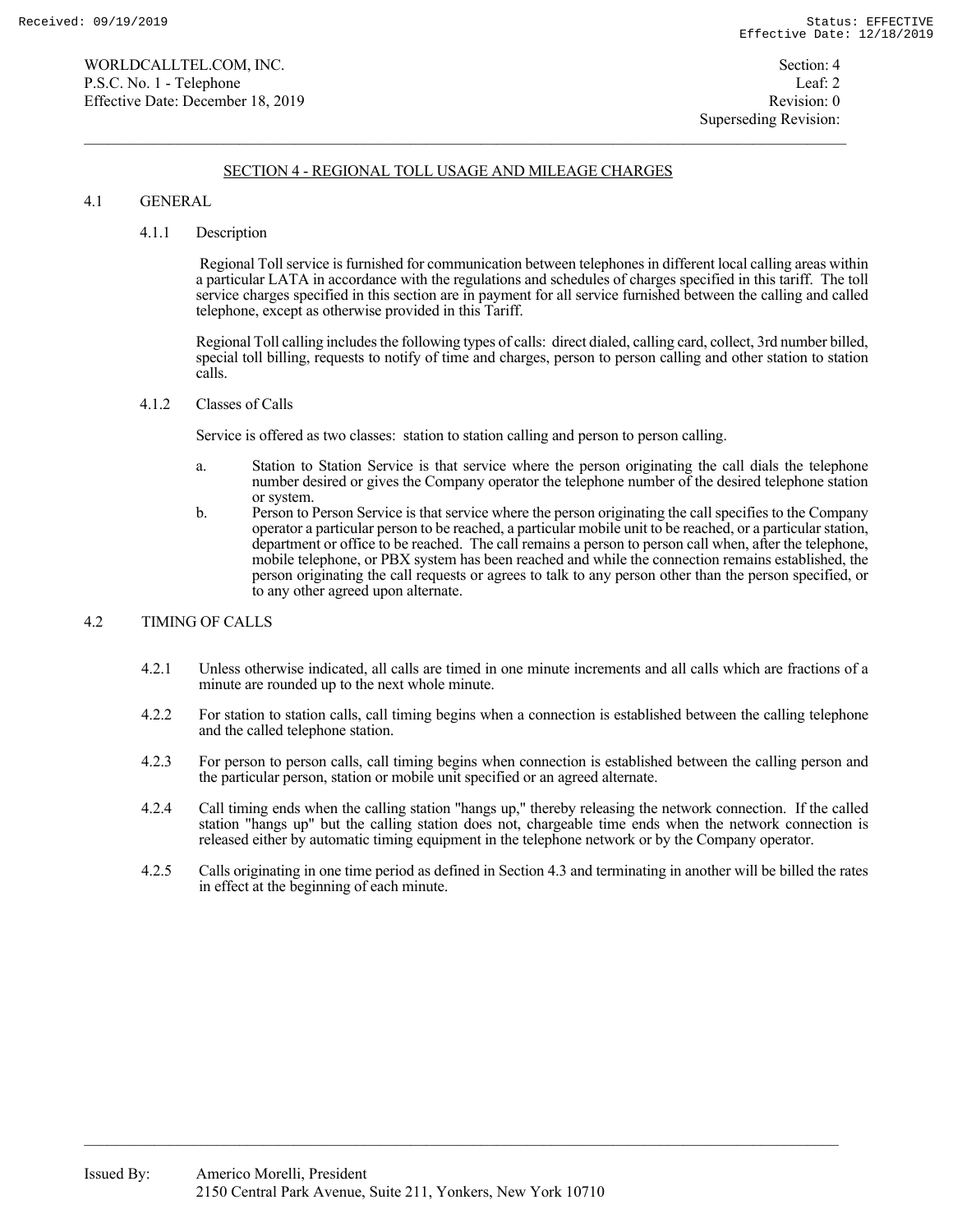## SECTION 4 - REGIONAL TOLL USAGE AND MILEAGE CHARGES

### 4.1 GENERAL

#### 4.1.1 Description

Regional Toll service is furnished for communication between telephones in different local calling areas within a particular LATA in accordance with the regulations and schedules of charges specified in this tariff. The toll service charges specified in this section are in payment for all service furnished between the calling and called telephone, except as otherwise provided in this Tariff.

Regional Toll calling includes the following types of calls: direct dialed, calling card, collect, 3rd number billed, special toll billing, requests to notify of time and charges, person to person calling and other station to station calls.

#### 4.1.2 Classes of Calls

Service is offered as two classes: station to station calling and person to person calling.

a. Station to Station Service is that service where the person originating the call dials the telephone number desired or gives the Company operator the telephone number of the desired telephone station or system.

b. Person to Person Service is that service where the person originating the call specifies to the Company operator a particular person to be reached, a particular mobile unit to be reached, or a particular station, department or office to be reached. The call remains a person to person call when, after the telephone, mobile telephone, or PBX system has been reached and while the connection remains established, the person originating the call requests or agrees to talk to any person other than the person specified, or to any other agreed upon alternate.

### 4.2 TIMING OF CALLS

4.2.1 Unless otherwise indicated, all calls are timed in one minute increments and all calls which are fractions of a minute are rounded up to the next whole minute.

4.2.2 For station to station calls, call timing begins when a connection is established between the calling telephone and the called telephone station.

4.2.3 For person to person calls, call timing begins when connection is established between the calling person and the particular person, station or mobile unit specified or an agreed alternate.

4.2.4 Call timing ends when the calling station "hangs up," thereby releasing the network connection. If the called station "hangs up" but the calling station does not, chargeable time ends when the network connection is released either by automatic timing equipment in the telephone network or by the Company operator.

4.2.5 Calls originating in one time period as defined in Section 4.3 and terminating in another will be billed the rates in effect at the beginning of each minute.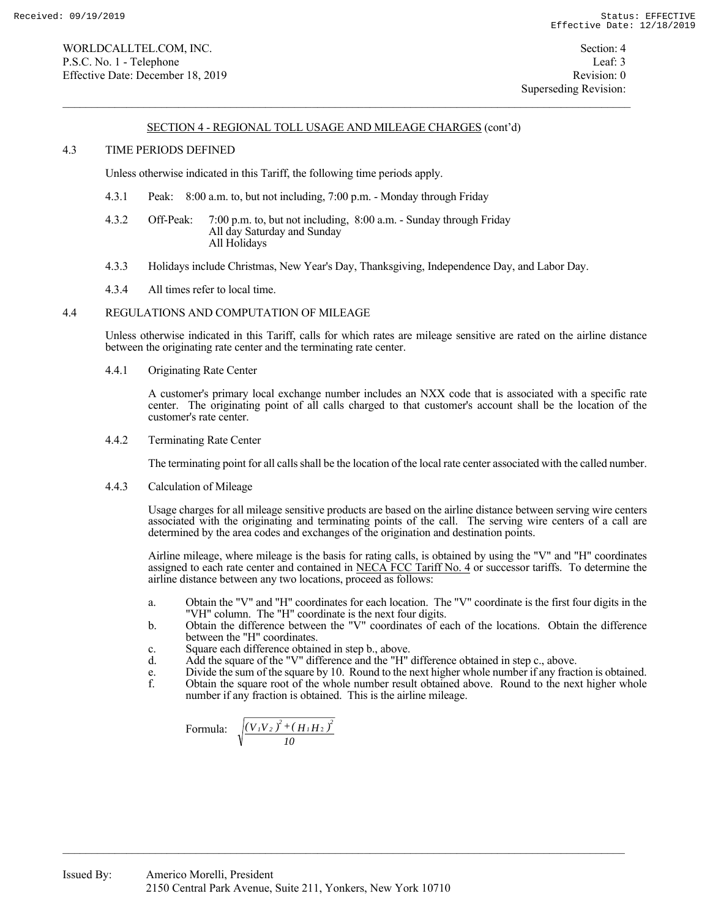## SECTION 4 - REGIONAL TOLL USAGE AND MILEAGE CHARGES (cont'd)

### 4.3 TIME PERIODS DEFINED

Unless otherwise indicated in this Tariff, the following time periods apply.

4.3.1 Peak: 8:00 a.m. to, but not including, 7:00 p.m. - Monday through Friday

4.3.2 Off-Peak: 7:00 p.m. to, but not including, 8:00 a.m. - Sunday through Friday
All day Saturday and Sunday
All Holidays

4.3.3 Holidays include Christmas, New Year's Day, Thanksgiving, Independence Day, and Labor Day.

4.3.4 All times refer to local time.

### 4.4 REGULATIONS AND COMPUTATION OF MILEAGE

Unless otherwise indicated in this Tariff, calls for which rates are mileage sensitive are rated on the airline distance between the originating rate center and the terminating rate center.

#### 4.4.1 Originating Rate Center

A customer's primary local exchange number includes an NXX code that is associated with a specific rate center. The originating point of all calls charged to that customer's account shall be the location of the customer's rate center.

#### 4.4.2 Terminating Rate Center

The terminating point for all calls shall be the location of the local rate center associated with the called number.

#### 4.4.3 Calculation of Mileage

Usage charges for all mileage sensitive products are based on the airline distance between serving wire centers associated with the originating and terminating points of the call. The serving wire centers of a call are determined by the area codes and exchanges of the origination and destination points.

Airline mileage, where mileage is the basis for rating calls, is obtained by using the "V" and "H" coordinates assigned to each rate center and contained in NECA FCC Tariff No. 4 or successor tariffs. To determine the airline distance between any two locations, proceed as follows:

a. Obtain the "V" and "H" coordinates for each location. The "V" coordinate is the first four digits in the "VH" column. The "H" coordinate is the next four digits.
b. Obtain the difference between the "V" coordinates of each of the locations. Obtain the difference between the "H" coordinates.
c. Square each difference obtained in step b., above.
d. Add the square of the "V" difference and the "H" difference obtained in step c., above.
e. Divide the sum of the square by 10. Round to the next higher whole number if any fraction is obtained.
f. Obtain the square root of the whole number result obtained above. Round to the next higher whole number if any fraction is obtained. This is the airline mileage.

Formula: $$\sqrt{\frac{(V_1 V_2)^2 + (H_1 H_2)^2}{10}}$$

Issued By: Americo Morelli, President
2150 Central Park Avenue, Suite 211, Yonkers, New York 10710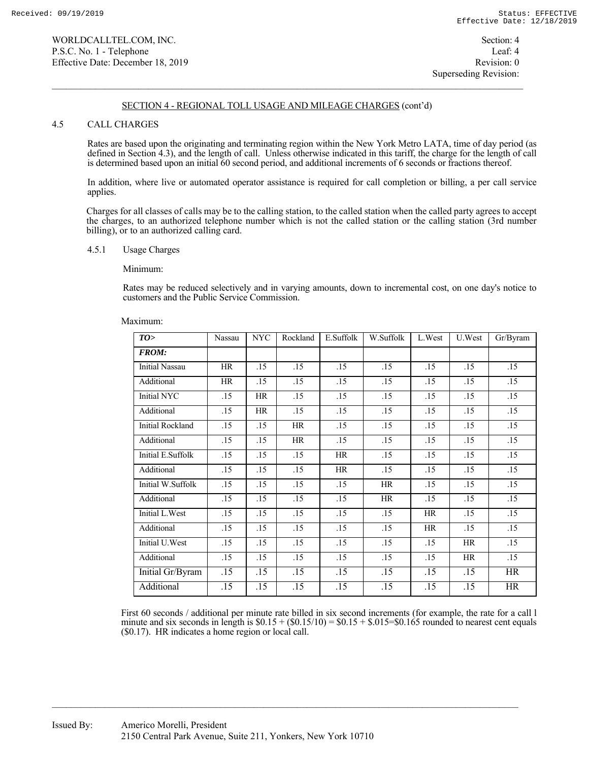WORLDCALLTEL.COM, INC.
P.S.C. No. 1 - Telephone
Effective Date: December 18, 2019

Section: 4
Leaf: 4
Revision: 0
Superseding Revision:

## SECTION 4 - REGIONAL TOLL USAGE AND MILEAGE CHARGES (cont'd)

### 4.5 CALL CHARGES

Rates are based upon the originating and terminating region within the New York Metro LATA, time of day period (as defined in Section 4.3), and the length of call. Unless otherwise indicated in this tariff, the charge for the length of call is determined based upon an initial 60 second period, and additional increments of 6 seconds or fractions thereof.

In addition, where live or automated operator assistance is required for call completion or billing, a per call service applies.

Charges for all classes of calls may be to the calling station, to the called station when the called party agrees to accept the charges, to an authorized telephone number which is not the called station or the calling station (3rd number billing), or to an authorized calling card.

#### 4.5.1 Usage Charges

Minimum:

Rates may be reduced selectively and in varying amounts, down to incremental cost, on one day's notice to customers and the Public Service Commission.

Maximum:

| ***TO>*** | Nassau | NYC | Rockland | E.Suffolk | W.Suffolk | L.West | U.West | Gr/Byram |
|---|---|---|---|---|---|---|---|---|
| ***FROM:*** | | | | | | | | |
| Initial Nassau | HR | .15 | .15 | .15 | .15 | .15 | .15 | .15 |
| Additional | HR | .15 | .15 | .15 | .15 | .15 | .15 | .15 |
| Initial NYC | .15 | HR | .15 | .15 | .15 | .15 | .15 | .15 |
| Additional | .15 | HR | .15 | .15 | .15 | .15 | .15 | .15 |
| Initial Rockland | .15 | .15 | HR | .15 | .15 | .15 | .15 | .15 |
| Additional | .15 | .15 | HR | .15 | .15 | .15 | .15 | .15 |
| Initial E.Suffolk | .15 | .15 | .15 | HR | .15 | .15 | .15 | .15 |
| Additional | .15 | .15 | .15 | HR | .15 | .15 | .15 | .15 |
| Initial W.Suffolk | .15 | .15 | .15 | .15 | HR | .15 | .15 | .15 |
| Additional | .15 | .15 | .15 | .15 | HR | .15 | .15 | .15 |
| Initial L.West | .15 | .15 | .15 | .15 | .15 | HR | .15 | .15 |
| Additional | .15 | .15 | .15 | .15 | .15 | HR | .15 | .15 |
| Initial U.West | .15 | .15 | .15 | .15 | .15 | .15 | HR | .15 |
| Additional | .15 | .15 | .15 | .15 | .15 | .15 | HR | .15 |
| Initial Gr/Byram | .15 | .15 | .15 | .15 | .15 | .15 | .15 | HR |
| Additional | .15 | .15 | .15 | .15 | .15 | .15 | .15 | HR |

First 60 seconds / additional per minute rate billed in six second increments (for example, the rate for a call l minute and six seconds in length is $0.15 + ($0.15/10) = $0.15 + $.015=$0.165 rounded to nearest cent equals ($0.17). HR indicates a home region or local call.

Issued By: Americo Morelli, President
2150 Central Park Avenue, Suite 211, Yonkers, New York 10710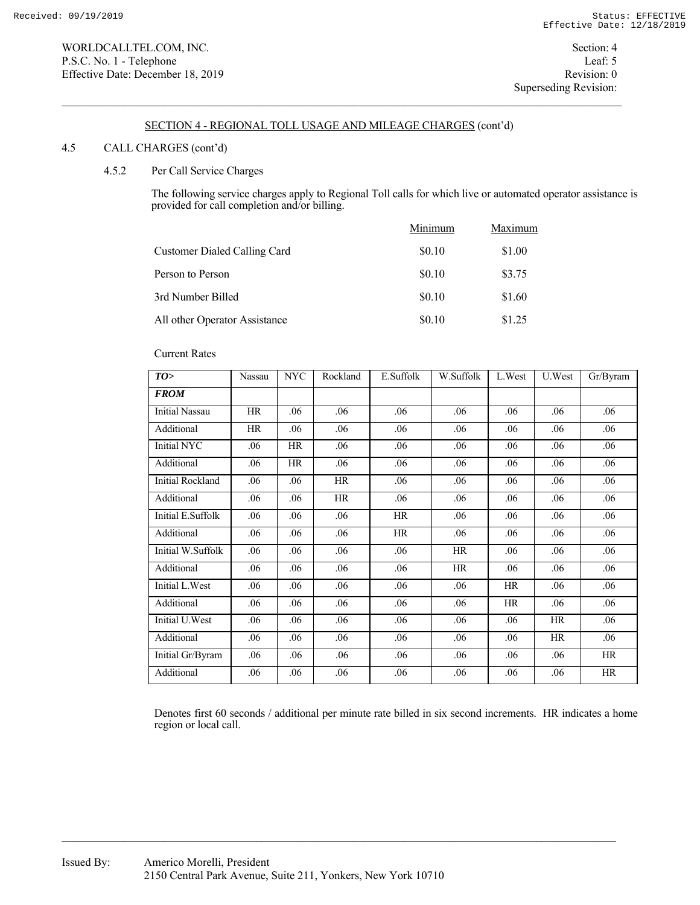## SECTION 4 - REGIONAL TOLL USAGE AND MILEAGE CHARGES (cont'd)

4.5 CALL CHARGES (cont'd)

4.5.2 Per Call Service Charges

The following service charges apply to Regional Toll calls for which live or automated operator assistance is provided for call completion and/or billing.

| | Minimum | Maximum |
|---|---|---|
| Customer Dialed Calling Card | $0.10 | $1.00 |
| Person to Person | $0.10 | $3.75 |
| 3rd Number Billed | $0.10 | $1.60 |
| All other Operator Assistance | $0.10 | $1.25 |

Current Rates

| ***TO>*** | Nassau | NYC | Rockland | E.Suffolk | W.Suffolk | L.West | U.West | Gr/Byram |
|---|---|---|---|---|---|---|---|---|
| ***FROM*** | | | | | | | | |
| Initial Nassau | HR | .06 | .06 | .06 | .06 | .06 | .06 | .06 |
| Additional | HR | .06 | .06 | .06 | .06 | .06 | .06 | .06 |
| Initial NYC | .06 | HR | .06 | .06 | .06 | .06 | .06 | .06 |
| Additional | .06 | HR | .06 | .06 | .06 | .06 | .06 | .06 |
| Initial Rockland | .06 | .06 | HR | .06 | .06 | .06 | .06 | .06 |
| Additional | .06 | .06 | HR | .06 | .06 | .06 | .06 | .06 |
| Initial E.Suffolk | .06 | .06 | .06 | HR | .06 | .06 | .06 | .06 |
| Additional | .06 | .06 | .06 | HR | .06 | .06 | .06 | .06 |
| Initial W.Suffolk | .06 | .06 | .06 | .06 | HR | .06 | .06 | .06 |
| Additional | .06 | .06 | .06 | .06 | HR | .06 | .06 | .06 |
| Initial L.West | .06 | .06 | .06 | .06 | .06 | HR | .06 | .06 |
| Additional | .06 | .06 | .06 | .06 | .06 | HR | .06 | .06 |
| Initial U.West | .06 | .06 | .06 | .06 | .06 | .06 | HR | .06 |
| Additional | .06 | .06 | .06 | .06 | .06 | .06 | HR | .06 |
| Initial Gr/Byram | .06 | .06 | .06 | .06 | .06 | .06 | .06 | HR |
| Additional | .06 | .06 | .06 | .06 | .06 | .06 | .06 | HR |

Denotes first 60 seconds / additional per minute rate billed in six second increments. HR indicates a home region or local call.